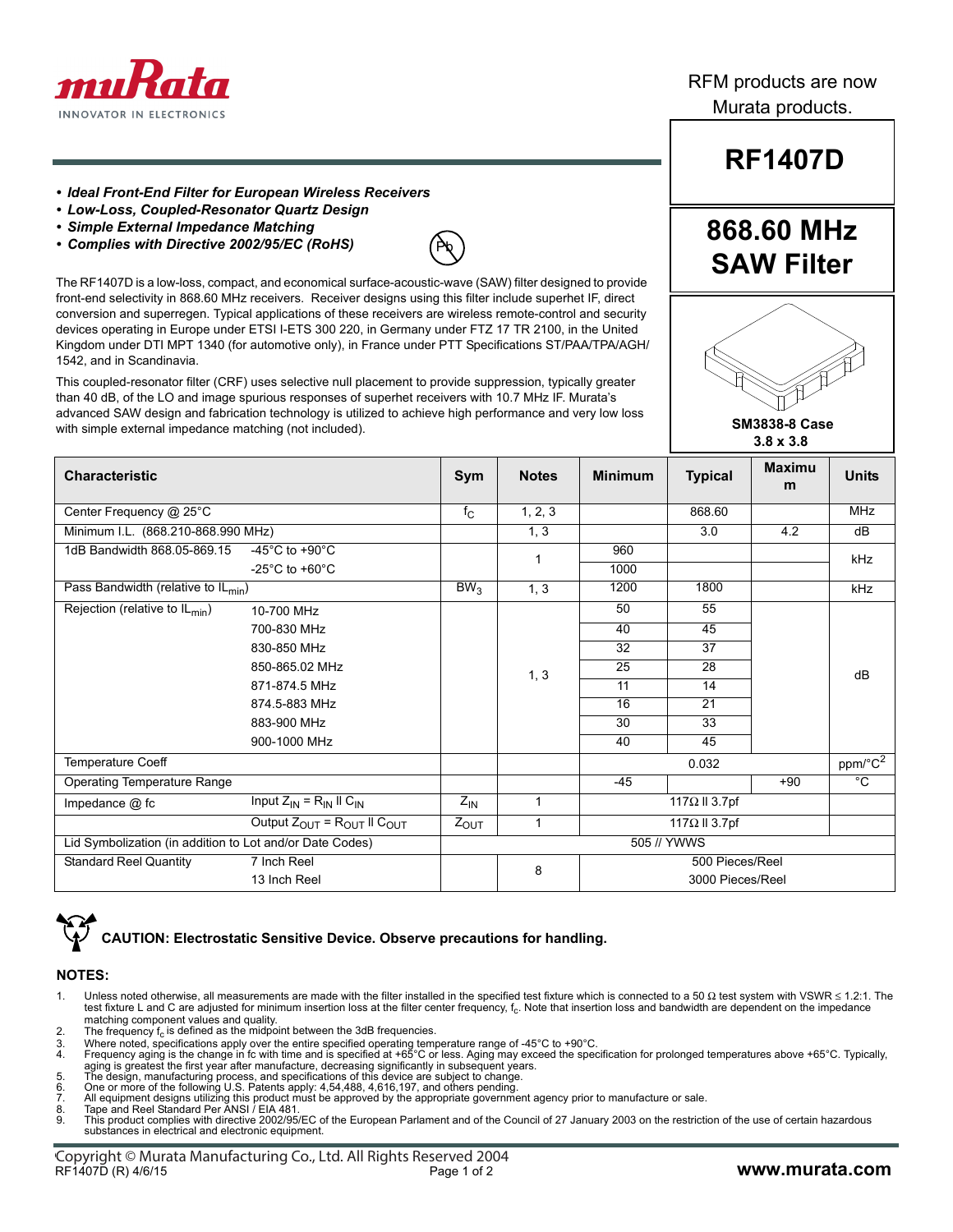RFM products are now Murata products.

# RF1407D

## 868.60 MHz SAW Filter

- ***Ideal Front-End Filter for European Wireless Receivers***
- ***Low-Loss, Coupled-Resonator Quartz Design***
- ***Simple External Impedance Matching***
- ***Complies with Directive 2002/95/EC (RoHS)***

The RF1407D is a low-loss, compact, and economical surface-acoustic-wave (SAW) filter designed to provide front-end selectivity in 868.60 MHz receivers. Receiver designs using this filter include superhet IF, direct conversion and superregen. Typical applications of these receivers are wireless remote-control and security devices operating in Europe under ETSI I-ETS 300 220, in Germany under FTZ 17 TR 2100, in the United Kingdom under DTI MPT 1340 (for automotive only), in France under PTT Specifications ST/PAA/TPA/AGH/1542, and in Scandinavia.

This coupled-resonator filter (CRF) uses selective null placement to provide suppression, typically greater than 40 dB, of the LO and image spurious responses of superhet receivers with 10.7 MHz IF. Murata's advanced SAW design and fabrication technology is utilized to achieve high performance and very low loss with simple external impedance matching (not included).

**SM3838-8 Case**
**3.8 x 3.8**

| Characteristic | | Sym | Notes | Minimum | Typical | Maximum | Units |
|---|---|---|---|---|---|---|---|
| Center Frequency @ 25°C | | $f_C$ | 1, 2, 3 | | 868.60 | | MHz |
| Minimum I.L. (868.210-868.990 MHz) | | | 1, 3 | | 3.0 | 4.2 | dB |
| 1dB Bandwidth 868.05-869.15 | -45°C to +90°C | | 1 | 960 | | | kHz |
| | -25°C to +60°C | | | 1000 | | | |
| Pass Bandwidth (relative to $IL_{min}$) | | $BW_3$ | 1, 3 | 1200 | 1800 | | kHz |
| Rejection (relative to $IL_{min}$) | 10-700 MHz | | 1, 3 | 50 | 55 | | dB |
| | 700-830 MHz | | | 40 | 45 | | |
| | 830-850 MHz | | | 32 | 37 | | |
| | 850-865.02 MHz | | | 25 | 28 | | |
| | 871-874.5 MHz | | | 11 | 14 | | |
| | 874.5-883 MHz | | | 16 | 21 | | |
| | 883-900 MHz | | | 30 | 33 | | |
| | 900-1000 MHz | | | 40 | 45 | | |
| Temperature Coeff | | | | | 0.032 | | ppm/°C$^2$ |
| Operating Temperature Range | | | | -45 | | +90 | °C |
| Impedance @ fc | Input $Z_{IN}$ = $R_{IN}$ ll $C_{IN}$ | $Z_{IN}$ | 1 | | 117Ω ll 3.7pf | | |
| | Output $Z_{OUT}$ = $R_{OUT}$ ll $C_{OUT}$ | $Z_{OUT}$ | 1 | | 117Ω ll 3.7pf | | |
| Lid Symbolization (in addition to Lot and/or Date Codes) | | | | | 505 // YWWS | | |
| Standard Reel Quantity | 7 Inch Reel | | 8 | | 500 Pieces/Reel | | |
| | 13 Inch Reel | | | | 3000 Pieces/Reel | | |

**CAUTION: Electrostatic Sensitive Device. Observe precautions for handling.**

**NOTES:**

1. Unless noted otherwise, all measurements are made with the filter installed in the specified test fixture which is connected to a 50 Ω test system with VSWR ≤ 1.2:1. The test fixture L and C are adjusted for minimum insertion loss at the filter center frequency, $f_c$. Note that insertion loss and bandwidth are dependent on the impedance matching component values and quality.
2. The frequency $f_c$ is defined as the midpoint between the 3dB frequencies.
3. Where noted, specifications apply over the entire specified operating temperature range of -45°C to +90°C.
4. Frequency aging is the change in fc with time and is specified at +65°C or less. Aging may exceed the specification for prolonged temperatures above +65°C. Typically, aging is greatest the first year after manufacture, decreasing significantly in subsequent years.
5. The design, manufacturing process, and specifications of this device are subject to change.
6. One or more of the following U.S. Patents apply: 4,54,488, 4,616,197, and others pending.
7. All equipment designs utilizing this product must be approved by the appropriate government agency prior to manufacture or sale.
8. Tape and Reel Standard Per ANSI / EIA 481.
9. This product complies with directive 2002/95/EC of the European Parlament and of the Council of 27 January 2003 on the restriction of the use of certain hazardous substances in electrical and electronic equipment.

Copyright © Murata Manufacturing Co., Ltd. All Rights Reserved 2004
RF1407D (R) 4/6/15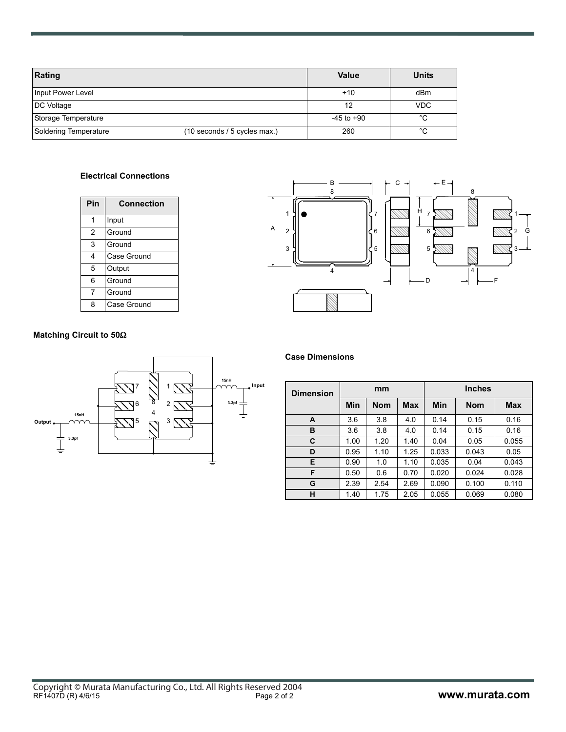| Rating | | Value | Units |
|---|---|---|---|
| Input Power Level | | +10 | dBm |
| DC Voltage | | 12 | VDC |
| Storage Temperature | | -45 to +90 | °C |
| Soldering Temperature | (10 seconds / 5 cycles max.) | 260 | °C |

### Electrical Connections

| Pin | Connection |
|---|---|
| 1 | Input |
| 2 | Ground |
| 3 | Ground |
| 4 | Case Ground |
| 5 | Output |
| 6 | Ground |
| 7 | Ground |
| 8 | Case Ground |

### Matching Circuit to 50Ω

### Case Dimensions

| Dimension | mm | | | Inches | | |
|---|---|---|---|---|---|---|
| | Min | Nom | Max | Min | Nom | Max |
| A | 3.6 | 3.8 | 4.0 | 0.14 | 0.15 | 0.16 |
| B | 3.6 | 3.8 | 4.0 | 0.14 | 0.15 | 0.16 |
| C | 1.00 | 1.20 | 1.40 | 0.04 | 0.05 | 0.055 |
| D | 0.95 | 1.10 | 1.25 | 0.033 | 0.043 | 0.05 |
| E | 0.90 | 1.0 | 1.10 | 0.035 | 0.04 | 0.043 |
| F | 0.50 | 0.6 | 0.70 | 0.020 | 0.024 | 0.028 |
| G | 2.39 | 2.54 | 2.69 | 0.090 | 0.100 | 0.110 |
| H | 1.40 | 1.75 | 2.05 | 0.055 | 0.069 | 0.080 |

Copyright © Murata Manufacturing Co., Ltd. All Rights Reserved 2004
RF1407D (R) 4/6/15

www.murata.com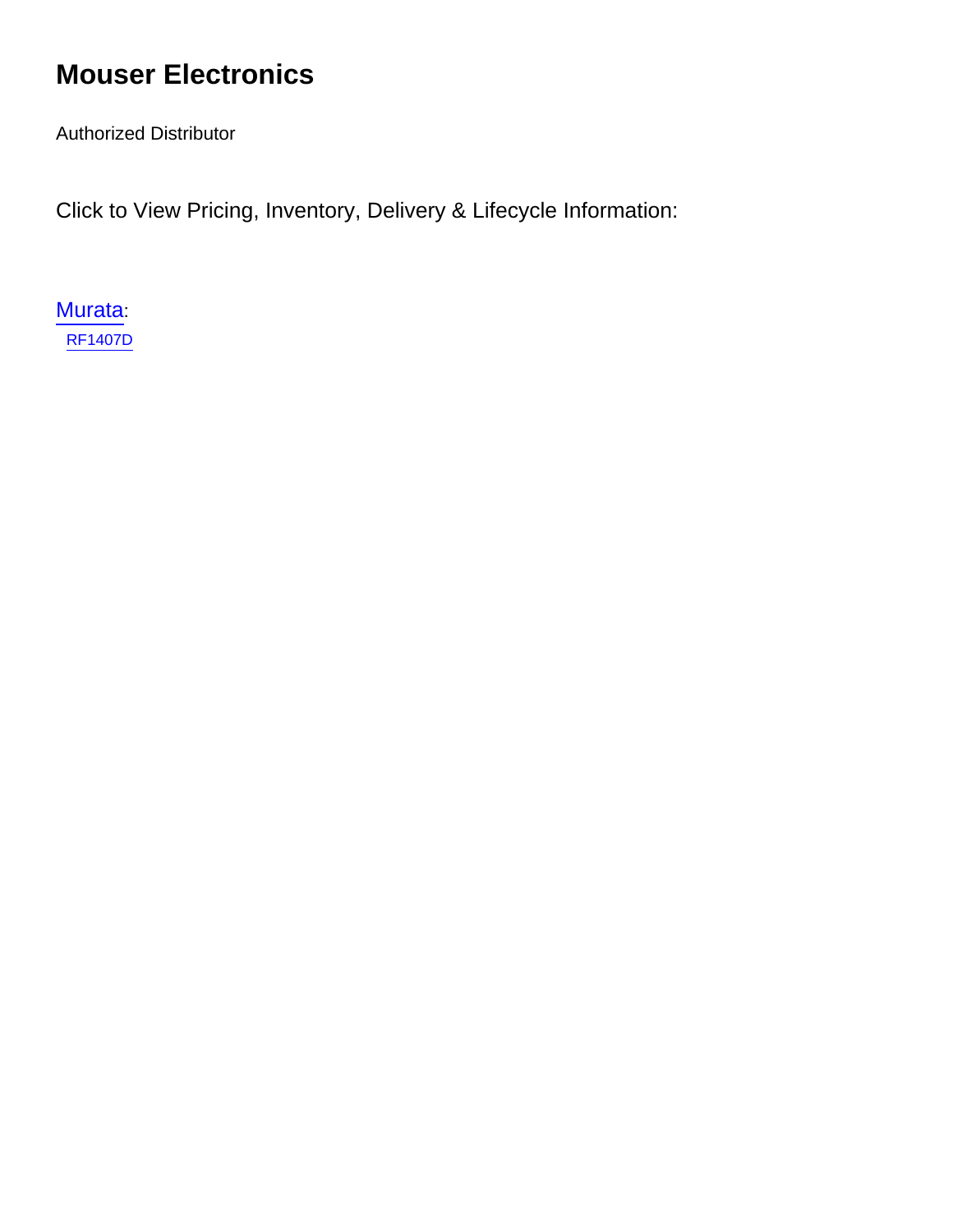# Mouser Electronics

Authorized Distributor

Click to View Pricing, Inventory, Delivery & Lifecycle Information:

Murata:

RF1407D